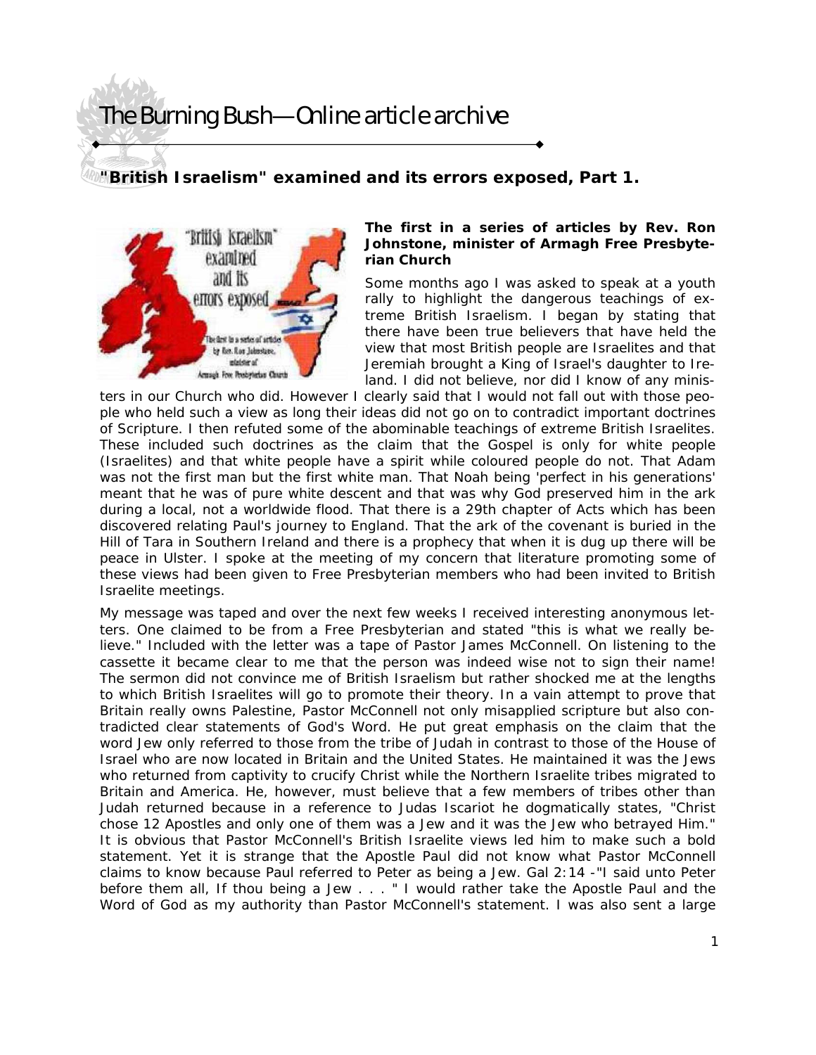# The Burning Bush—Online article archive

## "British Israelism" examined and its errors exposed, Part 1.

**The first in a series of articles by Rev. Ron Johnstone, minister of Armagh Free Presbyterian Church**

Some months ago I was asked to speak at a youth rally to highlight the dangerous teachings of extreme British Israelism. I began by stating that there have been true believers that have held the view that most British people are Israelites and that Jeremiah brought a King of Israel's daughter to Ireland. I did not believe, nor did I know of any ministers in our Church who did. However I clearly said that I would not fall out with those people who held such a view as long their ideas did not go on to contradict important doctrines of Scripture. I then refuted some of the abominable teachings of extreme British Israelites. These included such doctrines as the claim that the Gospel is only for white people (Israelites) and that white people have a spirit while coloured people do not. That Adam was not the first man but the first white man. That Noah being 'perfect in his generations' meant that he was of pure white descent and that was why God preserved him in the ark during a local, not a worldwide flood. That there is a 29th chapter of Acts which has been discovered relating Paul's journey to England. That the ark of the covenant is buried in the Hill of Tara in Southern Ireland and there is a prophecy that when it is dug up there will be peace in Ulster. I spoke at the meeting of my concern that literature promoting some of these views had been given to Free Presbyterian members who had been invited to British Israelite meetings.

My message was taped and over the next few weeks I received interesting anonymous letters. One claimed to be from a Free Presbyterian and stated "this is what we really believe." Included with the letter was a tape of Pastor James McConnell. On listening to the cassette it became clear to me that the person was indeed wise not to sign their name! The sermon did not convince me of British Israelism but rather shocked me at the lengths to which British Israelites will go to promote their theory. In a vain attempt to prove that Britain really owns Palestine, Pastor McConnell not only misapplied scripture but also contradicted clear statements of God's Word. He put great emphasis on the claim that the word Jew only referred to those from the tribe of Judah in contrast to those of the House of Israel who are now located in Britain and the United States. He maintained it was the Jews who returned from captivity to crucify Christ while the Northern Israelite tribes migrated to Britain and America. He, however, must believe that a few members of tribes other than Judah returned because in a reference to Judas Iscariot he dogmatically states, "Christ chose 12 Apostles and only one of them was a Jew and it was the Jew who betrayed Him." It is obvious that Pastor McConnell's British Israelite views led him to make such a bold statement. Yet it is strange that the Apostle Paul did not know what Pastor McConnell claims to know because Paul referred to Peter as being a Jew. Gal 2:14 -"I said unto Peter before them all, If thou being a Jew . . . " I would rather take the Apostle Paul and the Word of God as my authority than Pastor McConnell's statement. I was also sent a large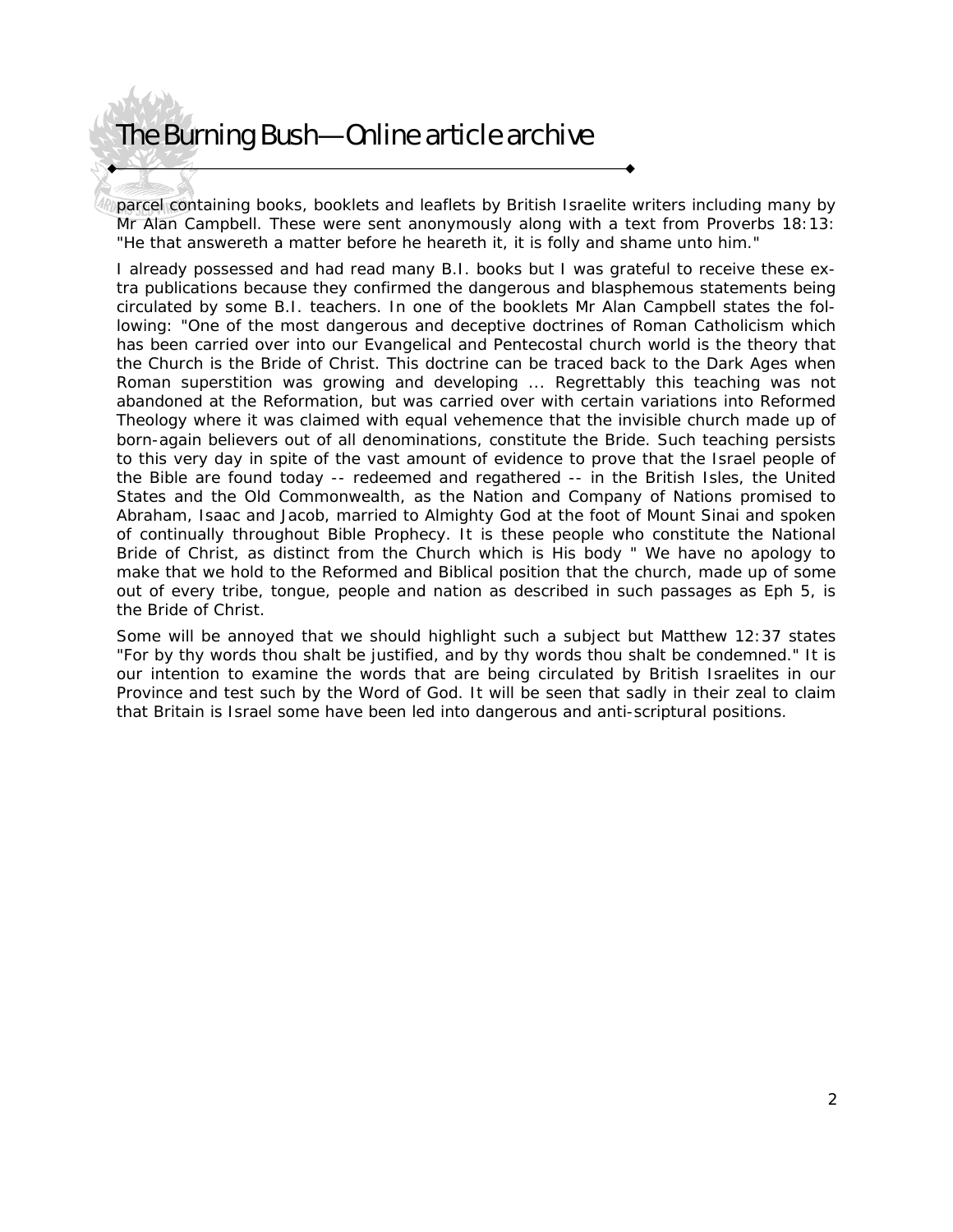parcel containing books, booklets and leaflets by British Israelite writers including many by Mr Alan Campbell. These were sent anonymously along with a text from Proverbs 18:13: "He that answereth a matter before he heareth it, it is folly and shame unto him."

I already possessed and had read many B.I. books but I was grateful to receive these extra publications because they confirmed the dangerous and blasphemous statements being circulated by some B.I. teachers. In one of the booklets Mr Alan Campbell states the following: "One of the most dangerous and deceptive doctrines of Roman Catholicism which has been carried over into our Evangelical and Pentecostal church world is the theory that the Church is the Bride of Christ. This doctrine can be traced back to the Dark Ages when Roman superstition was growing and developing ... Regrettably this teaching was not abandoned at the Reformation, but was carried over with certain variations into Reformed Theology where it was claimed with equal vehemence that the invisible church made up of born-again believers out of all denominations, constitute the Bride. Such teaching persists to this very day in spite of the vast amount of evidence to prove that the Israel people of the Bible are found today -- redeemed and regathered -- in the British Isles, the United States and the Old Commonwealth, as the Nation and Company of Nations promised to Abraham, Isaac and Jacob, married to Almighty God at the foot of Mount Sinai and spoken of continually throughout Bible Prophecy. It is these people who constitute the National Bride of Christ, as distinct from the Church which is His body " We have no apology to make that we hold to the Reformed and Biblical position that the church, made up of some out of every tribe, tongue, people and nation as described in such passages as Eph 5, is the Bride of Christ.

Some will be annoyed that we should highlight such a subject but Matthew 12:37 states "For by thy words thou shalt be justified, and by thy words thou shalt be condemned." It is our intention to examine the words that are being circulated by British Israelites in our Province and test such by the Word of God. It will be seen that sadly in their zeal to claim that Britain is Israel some have been led into dangerous and anti-scriptural positions.